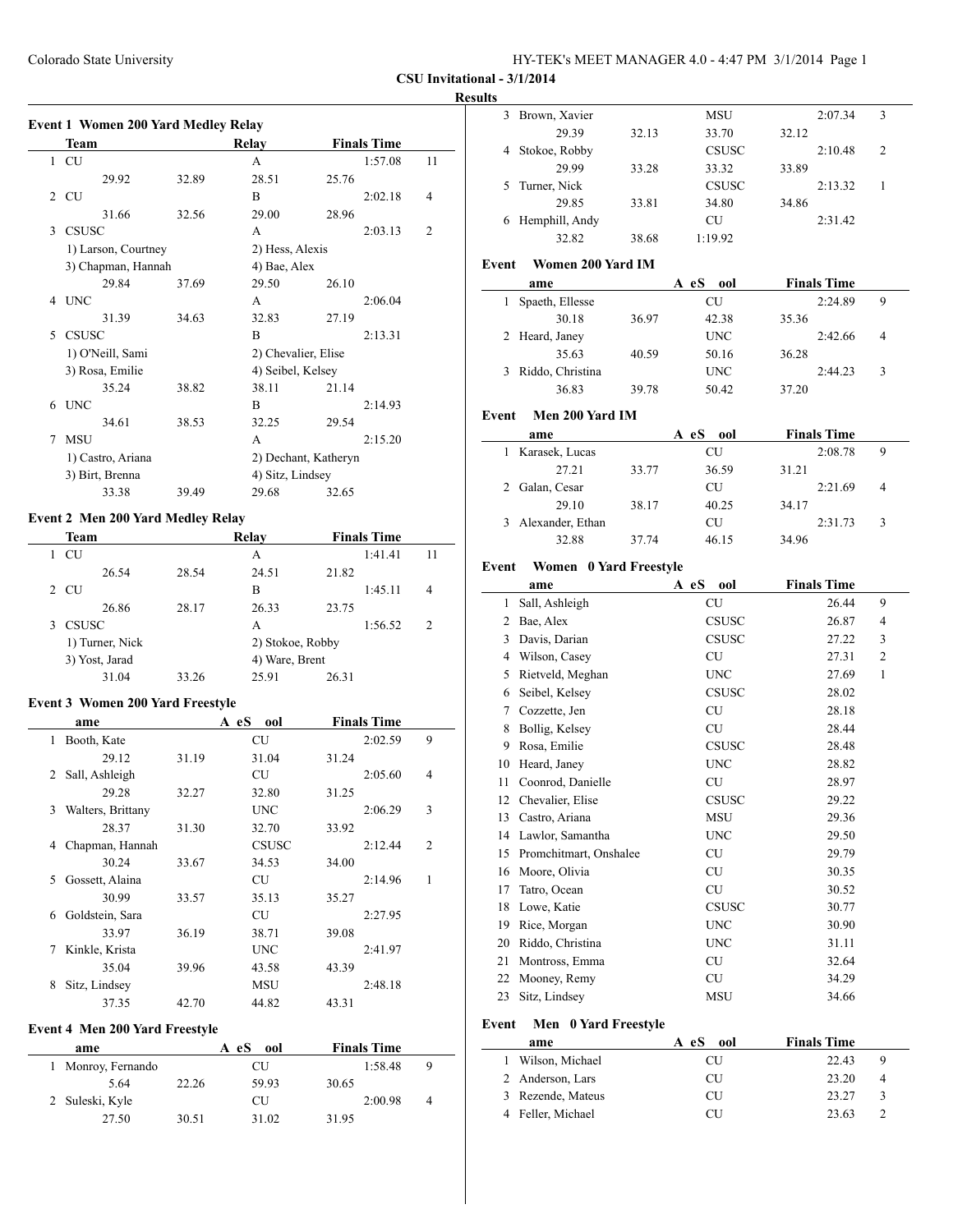Colorado State University

**CSU Invitational - 3/1/2014**

**Results**

### Event 1 Women 200 Yard Medley Relay

| | Team | | Relay | | Finals Time | |
|---|---|---|---|---|---|---|
| 1 | CU | | A | | 1:57.08 | 11 |
| | 29.92 | 32.89 | 28.51 | 25.76 | | |
| 2 | CU | | B | | 2:02.18 | 4 |
| | 31.66 | 32.56 | 29.00 | 28.96 | | |
| 3 | CSUSC | | A | | 2:03.13 | 2 |
| | 1) Larson, Courtney | | 2) Hess, Alexis | | | |
| | 3) Chapman, Hannah | | 4) Bae, Alex | | | |
| | 29.84 | 37.69 | 29.50 | 26.10 | | |
| 4 | UNC | | A | | 2:06.04 | |
| | 31.39 | 34.63 | 32.83 | 27.19 | | |
| 5 | CSUSC | | B | | 2:13.31 | |
| | 1) O'Neill, Sami | | 2) Chevalier, Elise | | | |
| | 3) Rosa, Emilie | | 4) Seibel, Kelsey | | | |
| | 35.24 | 38.82 | 38.11 | 21.14 | | |
| 6 | UNC | | B | | 2:14.93 | |
| | 34.61 | 38.53 | 32.25 | 29.54 | | |
| 7 | MSU | | A | | 2:15.20 | |
| | 1) Castro, Ariana | | 2) Dechant, Katheryn | | | |
| | 3) Birt, Brenna | | 4) Sitz, Lindsey | | | |
| | 33.38 | 39.49 | 29.68 | 32.65 | | |

### Event 2 Men 200 Yard Medley Relay

| | Team | | Relay | | Finals Time | |
|---|---|---|---|---|---|---|
| 1 | CU | | A | | 1:41.41 | 11 |
| | 26.54 | 28.54 | 24.51 | 21.82 | | |
| 2 | CU | | B | | 1:45.11 | 4 |
| | 26.86 | 28.17 | 26.33 | 23.75 | | |
| 3 | CSUSC | | A | | 1:56.52 | 2 |
| | 1) Turner, Nick | | 2) Stokoe, Robby | | | |
| | 3) Yost, Jarad | | 4) Ware, Brent | | | |
| | 31.04 | 33.26 | 25.91 | 26.31 | | |

### Event 3 Women 200 Yard Freestyle

| | ame | | A eS ool | | Finals Time | |
|---|---|---|---|---|---|---|
| 1 | Booth, Kate | | CU | | 2:02.59 | 9 |
| | 29.12 | 31.19 | 31.04 | 31.24 | | |
| 2 | Sall, Ashleigh | | CU | | 2:05.60 | 4 |
| | 29.28 | 32.27 | 32.80 | 31.25 | | |
| 3 | Walters, Brittany | | UNC | | 2:06.29 | 3 |
| | 28.37 | 31.30 | 32.70 | 33.92 | | |
| 4 | Chapman, Hannah | | CSUSC | | 2:12.44 | 2 |
| | 30.24 | 33.67 | 34.53 | 34.00 | | |
| 5 | Gossett, Alaina | | CU | | 2:14.96 | 1 |
| | 30.99 | 33.57 | 35.13 | 35.27 | | |
| 6 | Goldstein, Sara | | CU | | 2:27.95 | |
| | 33.97 | 36.19 | 38.71 | 39.08 | | |
| 7 | Kinkle, Krista | | UNC | | 2:41.97 | |
| | 35.04 | 39.96 | 43.58 | 43.39 | | |
| 8 | Sitz, Lindsey | | MSU | | 2:48.18 | |
| | 37.35 | 42.70 | 44.82 | 43.31 | | |

### Event 4 Men 200 Yard Freestyle

| | ame | | A eS ool | | Finals Time | |
|---|---|---|---|---|---|---|
| 1 | Monroy, Fernando | | CU | | 1:58.48 | 9 |
| | 5.64 | 22.26 | 59.93 | 30.65 | | |
| 2 | Suleski, Kyle | | CU | | 2:00.98 | 4 |
| | 27.50 | 30.51 | 31.02 | 31.95 | | |
| 3 | Brown, Xavier | | MSU | | 2:07.34 | 3 |
| | 29.39 | 32.13 | 33.70 | 32.12 | | |
| 4 | Stokoe, Robby | | CSUSC | | 2:10.48 | 2 |
| | 29.99 | 33.28 | 33.32 | 33.89 | | |
| 5 | Turner, Nick | | CSUSC | | 2:13.32 | 1 |
| | 29.85 | 33.81 | 34.80 | 34.86 | | |
| 6 | Hemphill, Andy | | CU | | 2:31.42 | |
| | 32.82 | 38.68 | 1:19.92 | | | |

### Event Women 200 Yard IM

| | ame | | A eS ool | | Finals Time | |
|---|---|---|---|---|---|---|
| 1 | Spaeth, Ellesse | | CU | | 2:24.89 | 9 |
| | 30.18 | 36.97 | 42.38 | 35.36 | | |
| 2 | Heard, Janey | | UNC | | 2:42.66 | 4 |
| | 35.63 | 40.59 | 50.16 | 36.28 | | |
| 3 | Riddo, Christina | | UNC | | 2:44.23 | 3 |
| | 36.83 | 39.78 | 50.42 | 37.20 | | |

### Event Men 200 Yard IM

| | ame | | A eS ool | | Finals Time | |
|---|---|---|---|---|---|---|
| 1 | Karasek, Lucas | | CU | | 2:08.78 | 9 |
| | 27.21 | 33.77 | 36.59 | 31.21 | | |
| 2 | Galan, Cesar | | CU | | 2:21.69 | 4 |
| | 29.10 | 38.17 | 40.25 | 34.17 | | |
| 3 | Alexander, Ethan | | CU | | 2:31.73 | 3 |
| | 32.88 | 37.74 | 46.15 | 34.96 | | |

### Event Women 0 Yard Freestyle

| | ame | A eS ool | Finals Time | |
|---|---|---|---|---|
| 1 | Sall, Ashleigh | CU | 26.44 | 9 |
| 2 | Bae, Alex | CSUSC | 26.87 | 4 |
| 3 | Davis, Darian | CSUSC | 27.22 | 3 |
| 4 | Wilson, Casey | CU | 27.31 | 2 |
| 5 | Rietveld, Meghan | UNC | 27.69 | 1 |
| 6 | Seibel, Kelsey | CSUSC | 28.02 | |
| 7 | Cozzette, Jen | CU | 28.18 | |
| 8 | Bollig, Kelsey | CU | 28.44 | |
| 9 | Rosa, Emilie | CSUSC | 28.48 | |
| 10 | Heard, Janey | UNC | 28.82 | |
| 11 | Coonrod, Danielle | CU | 28.97 | |
| 12 | Chevalier, Elise | CSUSC | 29.22 | |
| 13 | Castro, Ariana | MSU | 29.36 | |
| 14 | Lawlor, Samantha | UNC | 29.50 | |
| 15 | Promchitmart, Onshalee | CU | 29.79 | |
| 16 | Moore, Olivia | CU | 30.35 | |
| 17 | Tatro, Ocean | CU | 30.52 | |
| 18 | Lowe, Katie | CSUSC | 30.77 | |
| 19 | Rice, Morgan | UNC | 30.90 | |
| 20 | Riddo, Christina | UNC | 31.11 | |
| 21 | Montross, Emma | CU | 32.64 | |
| 22 | Mooney, Remy | CU | 34.29 | |
| 23 | Sitz, Lindsey | MSU | 34.66 | |

### Event Men 0 Yard Freestyle

| | ame | A eS ool | Finals Time | |
|---|---|---|---|---|
| 1 | Wilson, Michael | CU | 22.43 | 9 |
| 2 | Anderson, Lars | CU | 23.20 | 4 |
| 3 | Rezende, Mateus | CU | 23.27 | 3 |
| 4 | Feller, Michael | CU | 23.63 | 2 |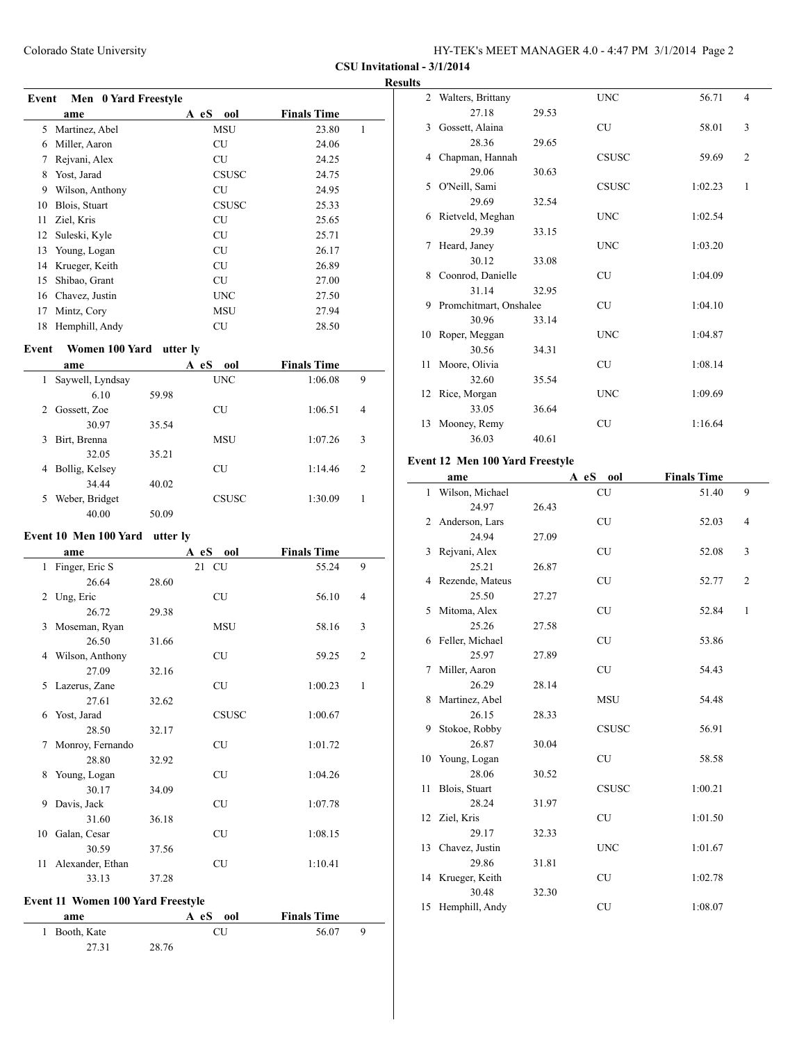**CSU Invitational - 3/1/2014**

**Results**

### Event Men 0 Yard Freestyle

| | ame | | A eS ool | Finals Time | |
|---|---|---|---|---|---|
| 5 | Martinez, Abel | | MSU | 23.80 | 1 |
| 6 | Miller, Aaron | | CU | 24.06 | |
| 7 | Rejvani, Alex | | CU | 24.25 | |
| 8 | Yost, Jarad | | CSUSC | 24.75 | |
| 9 | Wilson, Anthony | | CU | 24.95 | |
| 10 | Blois, Stuart | | CSUSC | 25.33 | |
| 11 | Ziel, Kris | | CU | 25.65 | |
| 12 | Suleski, Kyle | | CU | 25.71 | |
| 13 | Young, Logan | | CU | 26.17 | |
| 14 | Krueger, Keith | | CU | 26.89 | |
| 15 | Shibao, Grant | | CU | 27.00 | |
| 16 | Chavez, Justin | | UNC | 27.50 | |
| 17 | Mintz, Cory | | MSU | 27.94 | |
| 18 | Hemphill, Andy | | CU | 28.50 | |

### Event Women 100 Yard utter ly

| | ame | | A eS ool | Finals Time | |
|---|---|---|---|---|---|
| 1 | Saywell, Lyndsay | | UNC | 1:06.08 | 9 |
| | 6.10 | 59.98 | | | |
| 2 | Gossett, Zoe | | CU | 1:06.51 | 4 |
| | 30.97 | 35.54 | | | |
| 3 | Birt, Brenna | | MSU | 1:07.26 | 3 |
| | 32.05 | 35.21 | | | |
| 4 | Bollig, Kelsey | | CU | 1:14.46 | 2 |
| | 34.44 | 40.02 | | | |
| 5 | Weber, Bridget | | CSUSC | 1:30.09 | 1 |
| | 40.00 | 50.09 | | | |

### Event 10 Men 100 Yard utter ly

| | ame | | A eS ool | Finals Time | |
|---|---|---|---|---|---|
| 1 | Finger, Eric S | | 21 CU | 55.24 | 9 |
| | 26.64 | 28.60 | | | |
| 2 | Ung, Eric | | CU | 56.10 | 4 |
| | 26.72 | 29.38 | | | |
| 3 | Moseman, Ryan | | MSU | 58.16 | 3 |
| | 26.50 | 31.66 | | | |
| 4 | Wilson, Anthony | | CU | 59.25 | 2 |
| | 27.09 | 32.16 | | | |
| 5 | Lazerus, Zane | | CU | 1:00.23 | 1 |
| | 27.61 | 32.62 | | | |
| 6 | Yost, Jarad | | CSUSC | 1:00.67 | |
| | 28.50 | 32.17 | | | |
| 7 | Monroy, Fernando | | CU | 1:01.72 | |
| | 28.80 | 32.92 | | | |
| 8 | Young, Logan | | CU | 1:04.26 | |
| | 30.17 | 34.09 | | | |
| 9 | Davis, Jack | | CU | 1:07.78 | |
| | 31.60 | 36.18 | | | |
| 10 | Galan, Cesar | | CU | 1:08.15 | |
| | 30.59 | 37.56 | | | |
| 11 | Alexander, Ethan | | CU | 1:10.41 | |
| | 33.13 | 37.28 | | | |

### Event 11 Women 100 Yard Freestyle

| | ame | | A eS ool | Finals Time | |
|---|---|---|---|---|---|
| 1 | Booth, Kate | | CU | 56.07 | 9 |
| | 27.31 | 28.76 | | | |
| 2 | Walters, Brittany | | UNC | 56.71 | 4 |
| | 27.18 | 29.53 | | | |
| 3 | Gossett, Alaina | | CU | 58.01 | 3 |
| | 28.36 | 29.65 | | | |
| 4 | Chapman, Hannah | | CSUSC | 59.69 | 2 |
| | 29.06 | 30.63 | | | |
| 5 | O'Neill, Sami | | CSUSC | 1:02.23 | 1 |
| | 29.69 | 32.54 | | | |
| 6 | Rietveld, Meghan | | UNC | 1:02.54 | |
| | 29.39 | 33.15 | | | |
| 7 | Heard, Janey | | UNC | 1:03.20 | |
| | 30.12 | 33.08 | | | |
| 8 | Coonrod, Danielle | | CU | 1:04.09 | |
| | 31.14 | 32.95 | | | |
| 9 | Promchitmart, Onshalee | | CU | 1:04.10 | |
| | 30.96 | 33.14 | | | |
| 10 | Roper, Meggan | | UNC | 1:04.87 | |
| | 30.56 | 34.31 | | | |
| 11 | Moore, Olivia | | CU | 1:08.14 | |
| | 32.60 | 35.54 | | | |
| 12 | Rice, Morgan | | UNC | 1:09.69 | |
| | 33.05 | 36.64 | | | |
| 13 | Mooney, Remy | | CU | 1:16.64 | |
| | 36.03 | 40.61 | | | |

### Event 12 Men 100 Yard Freestyle

| | ame | | A eS ool | Finals Time | |
|---|---|---|---|---|---|
| 1 | Wilson, Michael | | CU | 51.40 | 9 |
| | 24.97 | 26.43 | | | |
| 2 | Anderson, Lars | | CU | 52.03 | 4 |
| | 24.94 | 27.09 | | | |
| 3 | Rejvani, Alex | | CU | 52.08 | 3 |
| | 25.21 | 26.87 | | | |
| 4 | Rezende, Mateus | | CU | 52.77 | 2 |
| | 25.50 | 27.27 | | | |
| 5 | Mitoma, Alex | | CU | 52.84 | 1 |
| | 25.26 | 27.58 | | | |
| 6 | Feller, Michael | | CU | 53.86 | |
| | 25.97 | 27.89 | | | |
| 7 | Miller, Aaron | | CU | 54.43 | |
| | 26.29 | 28.14 | | | |
| 8 | Martinez, Abel | | MSU | 54.48 | |
| | 26.15 | 28.33 | | | |
| 9 | Stokoe, Robby | | CSUSC | 56.91 | |
| | 26.87 | 30.04 | | | |
| 10 | Young, Logan | | CU | 58.58 | |
| | 28.06 | 30.52 | | | |
| 11 | Blois, Stuart | | CSUSC | 1:00.21 | |
| | 28.24 | 31.97 | | | |
| 12 | Ziel, Kris | | CU | 1:01.50 | |
| | 29.17 | 32.33 | | | |
| 13 | Chavez, Justin | | UNC | 1:01.67 | |
| | 29.86 | 31.81 | | | |
| 14 | Krueger, Keith | | CU | 1:02.78 | |
| | 30.48 | 32.30 | | | |
| 15 | Hemphill, Andy | | CU | 1:08.07 | |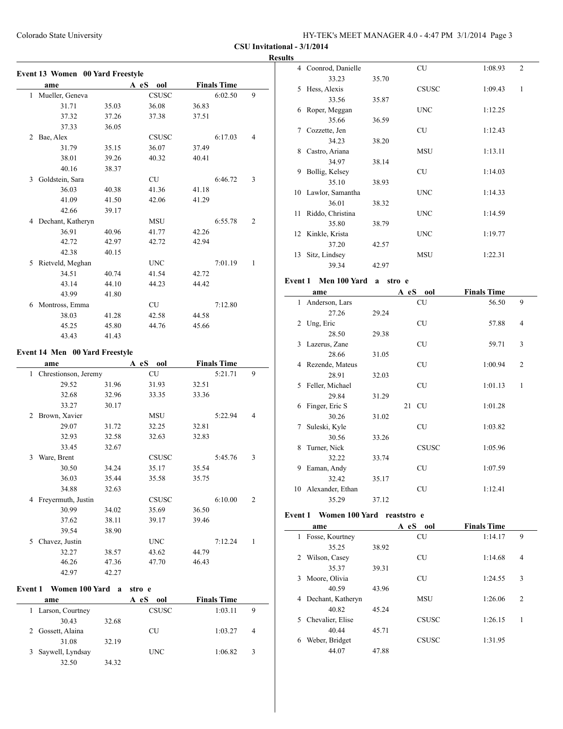**CSU Invitational - 3/1/2014**

**Results**

### Event 13 Women 00 Yard Freestyle

| | ame | A eS | ool | Finals Time | |
|---|---|---|---|---|---|
| 1 | Mueller, Geneva | | CSUSC | 6:02.50 | 9 |
| | 31.71 | 35.03 | 36.08 | 36.83 | |
| | 37.32 | 37.26 | 37.38 | 37.51 | |
| | 37.33 | 36.05 | | | |
| 2 | Bae, Alex | | CSUSC | 6:17.03 | 4 |
| | 31.79 | 35.15 | 36.07 | 37.49 | |
| | 38.01 | 39.26 | 40.32 | 40.41 | |
| | 40.16 | 38.37 | | | |
| 3 | Goldstein, Sara | | CU | 6:46.72 | 3 |
| | 36.03 | 40.38 | 41.36 | 41.18 | |
| | 41.09 | 41.50 | 42.06 | 41.29 | |
| | 42.66 | 39.17 | | | |
| 4 | Dechant, Katheryn | | MSU | 6:55.78 | 2 |
| | 36.91 | 40.96 | 41.77 | 42.26 | |
| | 42.72 | 42.97 | 42.72 | 42.94 | |
| | 42.38 | 40.15 | | | |
| 5 | Rietveld, Meghan | | UNC | 7:01.19 | 1 |
| | 34.51 | 40.74 | 41.54 | 42.72 | |
| | 43.14 | 44.10 | 44.23 | 44.42 | |
| | 43.99 | 41.80 | | | |
| 6 | Montross, Emma | | CU | 7:12.80 | |
| | 38.03 | 41.28 | 42.58 | 44.58 | |
| | 45.25 | 45.80 | 44.76 | 45.66 | |
| | 43.43 | 41.43 | | | |

### Event 14 Men 00 Yard Freestyle

| | ame | A eS | ool | Finals Time | |
|---|---|---|---|---|---|
| 1 | Chrestionson, Jeremy | | CU | 5:21.71 | 9 |
| | 29.52 | 31.96 | 31.93 | 32.51 | |
| | 32.68 | 32.96 | 33.35 | 33.36 | |
| | 33.27 | 30.17 | | | |
| 2 | Brown, Xavier | | MSU | 5:22.94 | 4 |
| | 29.07 | 31.72 | 32.25 | 32.81 | |
| | 32.93 | 32.58 | 32.63 | 32.83 | |
| | 33.45 | 32.67 | | | |
| 3 | Ware, Brent | | CSUSC | 5:45.76 | 3 |
| | 30.50 | 34.24 | 35.17 | 35.54 | |
| | 36.03 | 35.44 | 35.58 | 35.75 | |
| | 34.88 | 32.63 | | | |
| 4 | Freyermuth, Justin | | CSUSC | 6:10.00 | 2 |
| | 30.99 | 34.02 | 35.69 | 36.50 | |
| | 37.62 | 38.11 | 39.17 | 39.46 | |
| | 39.54 | 38.90 | | | |
| 5 | Chavez, Justin | | UNC | 7:12.24 | 1 |
| | 32.27 | 38.57 | 43.62 | 44.79 | |
| | 46.26 | 47.36 | 47.70 | 46.43 | |
| | 42.97 | 42.27 | | | |

### Event 1 Women 100 Yard a stro e

| | ame | A eS | ool | Finals Time | |
|---|---|---|---|---|---|
| 1 | Larson, Courtney | | CSUSC | 1:03.11 | 9 |
| | 30.43 | 32.68 | | | |
| 2 | Gossett, Alaina | | CU | 1:03.27 | 4 |
| | 31.08 | 32.19 | | | |
| 3 | Saywell, Lyndsay | | UNC | 1:06.82 | 3 |
| | 32.50 | 34.32 | | | |
| 4 | Coonrod, Danielle | | CU | 1:08.93 | 2 |
| | 33.23 | 35.70 | | | |
| 5 | Hess, Alexis | | CSUSC | 1:09.43 | 1 |
| | 33.56 | 35.87 | | | |
| 6 | Roper, Meggan | | UNC | 1:12.25 | |
| | 35.66 | 36.59 | | | |
| 7 | Cozzette, Jen | | CU | 1:12.43 | |
| | 34.23 | 38.20 | | | |
| 8 | Castro, Ariana | | MSU | 1:13.11 | |
| | 34.97 | 38.14 | | | |
| 9 | Bollig, Kelsey | | CU | 1:14.03 | |
| | 35.10 | 38.93 | | | |
| 10 | Lawlor, Samantha | | UNC | 1:14.33 | |
| | 36.01 | 38.32 | | | |
| 11 | Riddo, Christina | | UNC | 1:14.59 | |
| | 35.80 | 38.79 | | | |
| 12 | Kinkle, Krista | | UNC | 1:19.77 | |
| | 37.20 | 42.57 | | | |
| 13 | Sitz, Lindsey | | MSU | 1:22.31 | |
| | 39.34 | 42.97 | | | |

### Event 1 Men 100 Yard a stro e

| | ame | A eS | ool | Finals Time | |
|---|---|---|---|---|---|
| 1 | Anderson, Lars | | CU | 56.50 | 9 |
| | 27.26 | 29.24 | | | |
| 2 | Ung, Eric | | CU | 57.88 | 4 |
| | 28.50 | 29.38 | | | |
| 3 | Lazerus, Zane | | CU | 59.71 | 3 |
| | 28.66 | 31.05 | | | |
| 4 | Rezende, Mateus | | CU | 1:00.94 | 2 |
| | 28.91 | 32.03 | | | |
| 5 | Feller, Michael | | CU | 1:01.13 | 1 |
| | 29.84 | 31.29 | | | |
| 6 | Finger, Eric S | 21 | CU | 1:01.28 | |
| | 30.26 | 31.02 | | | |
| 7 | Suleski, Kyle | | CU | 1:03.82 | |
| | 30.56 | 33.26 | | | |
| 8 | Turner, Nick | | CSUSC | 1:05.96 | |
| | 32.22 | 33.74 | | | |
| 9 | Eaman, Andy | | CU | 1:07.59 | |
| | 32.42 | 35.17 | | | |
| 10 | Alexander, Ethan | | CU | 1:12.41 | |
| | 35.29 | 37.12 | | | |

### Event 1 Women 100 Yard reaststro e

| | ame | A eS | ool | Finals Time | |
|---|---|---|---|---|---|
| 1 | Fosse, Kourtney | | CU | 1:14.17 | 9 |
| | 35.25 | 38.92 | | | |
| 2 | Wilson, Casey | | CU | 1:14.68 | 4 |
| | 35.37 | 39.31 | | | |
| 3 | Moore, Olivia | | CU | 1:24.55 | 3 |
| | 40.59 | 43.96 | | | |
| 4 | Dechant, Katheryn | | MSU | 1:26.06 | 2 |
| | 40.82 | 45.24 | | | |
| 5 | Chevalier, Elise | | CSUSC | 1:26.15 | 1 |
| | 40.44 | 45.71 | | | |
| 6 | Weber, Bridget | | CSUSC | 1:31.95 | |
| | 44.07 | 47.88 | | | |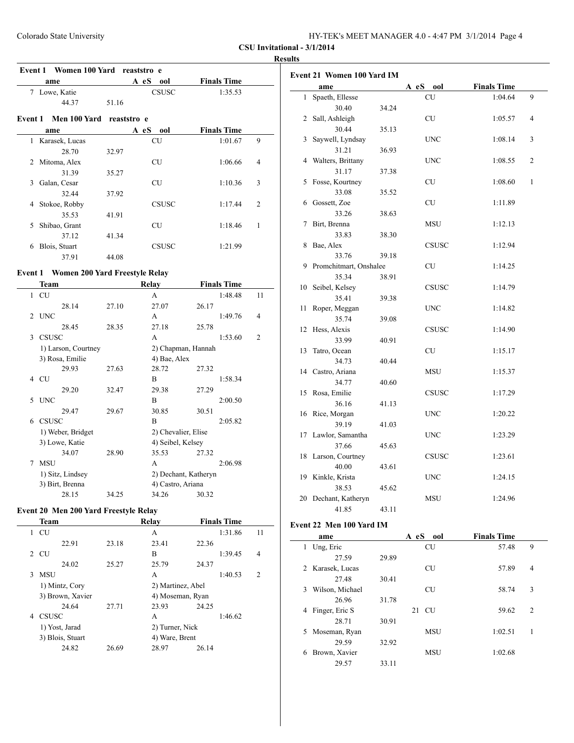**CSU Invitational - 3/1/2014**

**Results**

### Event 1 Women 100 Yard reaststro e

| | ame | A eS | ool | Finals Time | |
|---|---|---|---|---|---|
| 7 | Lowe, Katie | | CSUSC | 1:35.53 | |
| | 44.37 | 51.16 | | | |

### Event 1 Men 100 Yard reaststro e

| | ame | A eS | ool | Finals Time | |
|---|---|---|---|---|---|
| 1 | Karasek, Lucas | | CU | 1:01.67 | 9 |
| | 28.70 | 32.97 | | | |
| 2 | Mitoma, Alex | | CU | 1:06.66 | 4 |
| | 31.39 | 35.27 | | | |
| 3 | Galan, Cesar | | CU | 1:10.36 | 3 |
| | 32.44 | 37.92 | | | |
| 4 | Stokoe, Robby | | CSUSC | 1:17.44 | 2 |
| | 35.53 | 41.91 | | | |
| 5 | Shibao, Grant | | CU | 1:18.46 | 1 |
| | 37.12 | 41.34 | | | |
| 6 | Blois, Stuart | | CSUSC | 1:21.99 | |
| | 37.91 | 44.08 | | | |

### Event 1 Women 200 Yard Freestyle Relay

| | Team | | Relay | | Finals Time | |
|---|---|---|---|---|---|---|
| 1 | CU | | A | | 1:48.48 | 11 |
| | 28.14 | 27.10 | 27.07 | 26.17 | | |
| 2 | UNC | | A | | 1:49.76 | 4 |
| | 28.45 | 28.35 | 27.18 | 25.78 | | |
| 3 | CSUSC | | A | | 1:53.60 | 2 |
| | 1) Larson, Courtney | | 2) Chapman, Hannah | | | |
| | 3) Rosa, Emilie | | 4) Bae, Alex | | | |
| | 29.93 | 27.63 | 28.72 | 27.32 | | |
| 4 | CU | | B | | 1:58.34 | |
| | 29.20 | 32.47 | 29.38 | 27.29 | | |
| 5 | UNC | | B | | 2:00.50 | |
| | 29.47 | 29.67 | 30.85 | 30.51 | | |
| 6 | CSUSC | | B | | 2:05.82 | |
| | 1) Weber, Bridget | | 2) Chevalier, Elise | | | |
| | 3) Lowe, Katie | | 4) Seibel, Kelsey | | | |
| | 34.07 | 28.90 | 35.53 | 27.32 | | |
| 7 | MSU | | A | | 2:06.98 | |
| | 1) Sitz, Lindsey | | 2) Dechant, Katheryn | | | |
| | 3) Birt, Brenna | | 4) Castro, Ariana | | | |
| | 28.15 | 34.25 | 34.26 | 30.32 | | |

### Event 20 Men 200 Yard Freestyle Relay

| | Team | | Relay | | Finals Time | |
|---|---|---|---|---|---|---|
| 1 | CU | | A | | 1:31.86 | 11 |
| | 22.91 | 23.18 | 23.41 | 22.36 | | |
| 2 | CU | | B | | 1:39.45 | 4 |
| | 24.02 | 25.27 | 25.79 | 24.37 | | |
| 3 | MSU | | A | | 1:40.53 | 2 |
| | 1) Mintz, Cory | | 2) Martinez, Abel | | | |
| | 3) Brown, Xavier | | 4) Moseman, Ryan | | | |
| | 24.64 | 27.71 | 23.93 | 24.25 | | |
| 4 | CSUSC | | A | | 1:46.62 | |
| | 1) Yost, Jarad | | 2) Turner, Nick | | | |
| | 3) Blois, Stuart | | 4) Ware, Brent | | | |
| | 24.82 | 26.69 | 28.97 | 26.14 | | |

### Event 21 Women 100 Yard IM

| | ame | A eS | ool | Finals Time | |
|---|---|---|---|---|---|
| 1 | Spaeth, Ellesse | | CU | 1:04.64 | 9 |
| | 30.40 | 34.24 | | | |
| 2 | Sall, Ashleigh | | CU | 1:05.57 | 4 |
| | 30.44 | 35.13 | | | |
| 3 | Saywell, Lyndsay | | UNC | 1:08.14 | 3 |
| | 31.21 | 36.93 | | | |
| 4 | Walters, Brittany | | UNC | 1:08.55 | 2 |
| | 31.17 | 37.38 | | | |
| 5 | Fosse, Kourtney | | CU | 1:08.60 | 1 |
| | 33.08 | 35.52 | | | |
| 6 | Gossett, Zoe | | CU | 1:11.89 | |
| | 33.26 | 38.63 | | | |
| 7 | Birt, Brenna | | MSU | 1:12.13 | |
| | 33.83 | 38.30 | | | |
| 8 | Bae, Alex | | CSUSC | 1:12.94 | |
| | 33.76 | 39.18 | | | |
| 9 | Promchitmart, Onshalee | | CU | 1:14.25 | |
| | 35.34 | 38.91 | | | |
| 10 | Seibel, Kelsey | | CSUSC | 1:14.79 | |
| | 35.41 | 39.38 | | | |
| 11 | Roper, Meggan | | UNC | 1:14.82 | |
| | 35.74 | 39.08 | | | |
| 12 | Hess, Alexis | | CSUSC | 1:14.90 | |
| | 33.99 | 40.91 | | | |
| 13 | Tatro, Ocean | | CU | 1:15.17 | |
| | 34.73 | 40.44 | | | |
| 14 | Castro, Ariana | | MSU | 1:15.37 | |
| | 34.77 | 40.60 | | | |
| 15 | Rosa, Emilie | | CSUSC | 1:17.29 | |
| | 36.16 | 41.13 | | | |
| 16 | Rice, Morgan | | UNC | 1:20.22 | |
| | 39.19 | 41.03 | | | |
| 17 | Lawlor, Samantha | | UNC | 1:23.29 | |
| | 37.66 | 45.63 | | | |
| 18 | Larson, Courtney | | CSUSC | 1:23.61 | |
| | 40.00 | 43.61 | | | |
| 19 | Kinkle, Krista | | UNC | 1:24.15 | |
| | 38.53 | 45.62 | | | |
| 20 | Dechant, Katheryn | | MSU | 1:24.96 | |
| | 41.85 | 43.11 | | | |

### Event 22 Men 100 Yard IM

| | ame | A eS | ool | Finals Time | |
|---|---|---|---|---|---|
| 1 | Ung, Eric | | CU | 57.48 | 9 |
| | 27.59 | 29.89 | | | |
| 2 | Karasek, Lucas | | CU | 57.89 | 4 |
| | 27.48 | 30.41 | | | |
| 3 | Wilson, Michael | | CU | 58.74 | 3 |
| | 26.96 | 31.78 | | | |
| 4 | Finger, Eric S | 21 | CU | 59.62 | 2 |
| | 28.71 | 30.91 | | | |
| 5 | Moseman, Ryan | | MSU | 1:02.51 | 1 |
| | 29.59 | 32.92 | | | |
| 6 | Brown, Xavier | | MSU | 1:02.68 | |
| | 29.57 | 33.11 | | | |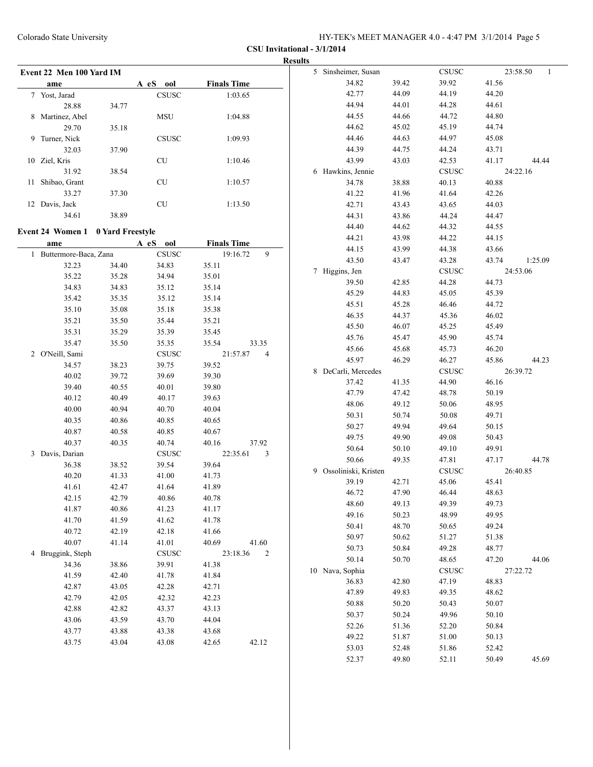**CSU Invitational - 3/1/2014**

**Results**

### Event 22 Men 100 Yard IM

| ame | | A eS ool | Finals Time |
|---|---|---|---|
| 7 Yost, Jarad | | CSUSC | 1:03.65 |
| 28.88 | 34.77 | | |
| 8 Martinez, Abel | | MSU | 1:04.88 |
| 29.70 | 35.18 | | |
| 9 Turner, Nick | | CSUSC | 1:09.93 |
| 32.03 | 37.90 | | |
| 10 Ziel, Kris | | CU | 1:10.46 |
| 31.92 | 38.54 | | |
| 11 Shibao, Grant | | CU | 1:10.57 |
| 33.27 | 37.30 | | |
| 12 Davis, Jack | | CU | 1:13.50 |
| 34.61 | 38.89 | | |

### Event 24 Women 1 0 Yard Freestyle

| ame | | A eS ool | Finals Time | |
|---|---|---|---|---|
| 1 Buttermore-Baca, Zana | | CSUSC | 19:16.72 | 9 |
| 32.23 | 34.40 | 34.83 | 35.11 | |
| 35.22 | 35.28 | 34.94 | 35.01 | |
| 34.83 | 34.83 | 35.12 | 35.14 | |
| 35.42 | 35.35 | 35.12 | 35.14 | |
| 35.10 | 35.08 | 35.18 | 35.38 | |
| 35.21 | 35.50 | 35.44 | 35.21 | |
| 35.31 | 35.29 | 35.39 | 35.45 | |
| 35.47 | 35.50 | 35.35 | 35.54 | 33.35 |
| 2 O'Neill, Sami | | CSUSC | 21:57.87 | 4 |
| 34.57 | 38.23 | 39.75 | 39.52 | |
| 40.02 | 39.72 | 39.69 | 39.30 | |
| 39.40 | 40.55 | 40.01 | 39.80 | |
| 40.12 | 40.49 | 40.17 | 39.63 | |
| 40.00 | 40.94 | 40.70 | 40.04 | |
| 40.35 | 40.86 | 40.85 | 40.65 | |
| 40.87 | 40.58 | 40.85 | 40.67 | |
| 40.37 | 40.35 | 40.74 | 40.16 | 37.92 |
| 3 Davis, Darian | | CSUSC | 22:35.61 | 3 |
| 36.38 | 38.52 | 39.54 | 39.64 | |
| 40.20 | 41.33 | 41.00 | 41.73 | |
| 41.61 | 42.47 | 41.64 | 41.89 | |
| 42.15 | 42.79 | 40.86 | 40.78 | |
| 41.87 | 40.86 | 41.23 | 41.17 | |
| 41.70 | 41.59 | 41.62 | 41.78 | |
| 40.72 | 42.19 | 42.18 | 41.66 | |
| 40.07 | 41.14 | 41.01 | 40.69 | 41.60 |
| 4 Bruggink, Steph | | CSUSC | 23:18.36 | 2 |
| 34.36 | 38.86 | 39.91 | 41.38 | |
| 41.59 | 42.40 | 41.78 | 41.84 | |
| 42.87 | 43.05 | 42.28 | 42.71 | |
| 42.79 | 42.05 | 42.32 | 42.23 | |
| 42.88 | 42.82 | 43.37 | 43.13 | |
| 43.06 | 43.59 | 43.70 | 44.04 | |
| 43.77 | 43.88 | 43.38 | 43.68 | |
| 43.75 | 43.04 | 43.08 | 42.65 | 42.12 |
| 5 Sinsheimer, Susan | | CSUSC | 23:58.50 | 1 |
| 34.82 | 39.42 | 39.92 | 41.56 | |
| 42.77 | 44.09 | 44.19 | 44.20 | |
| 44.94 | 44.01 | 44.28 | 44.61 | |
| 44.55 | 44.66 | 44.72 | 44.80 | |
| 44.62 | 45.02 | 45.19 | 44.74 | |
| 44.46 | 44.63 | 44.97 | 45.08 | |
| 44.39 | 44.75 | 44.24 | 43.71 | |
| 43.99 | 43.03 | 42.53 | 41.17 | 44.44 |
| 6 Hawkins, Jennie | | CSUSC | 24:22.16 | |
| 34.78 | 38.88 | 40.13 | 40.88 | |
| 41.22 | 41.96 | 41.64 | 42.26 | |
| 42.71 | 43.43 | 43.65 | 44.03 | |
| 44.31 | 43.86 | 44.24 | 44.47 | |
| 44.40 | 44.62 | 44.32 | 44.55 | |
| 44.21 | 43.98 | 44.22 | 44.15 | |
| 44.15 | 43.99 | 44.38 | 43.66 | |
| 43.50 | 43.47 | 43.28 | 43.74 | 1:25.09 |
| 7 Higgins, Jen | | CSUSC | 24:53.06 | |
| 39.50 | 42.85 | 44.28 | 44.73 | |
| 45.29 | 44.83 | 45.05 | 45.39 | |
| 45.51 | 45.28 | 46.46 | 44.72 | |
| 46.35 | 44.37 | 45.36 | 46.02 | |
| 45.50 | 46.07 | 45.25 | 45.49 | |
| 45.76 | 45.47 | 45.90 | 45.74 | |
| 45.66 | 45.68 | 45.73 | 46.20 | |
| 45.97 | 46.29 | 46.27 | 45.86 | 44.23 |
| 8 DeCarli, Mercedes | | CSUSC | 26:39.72 | |
| 37.42 | 41.35 | 44.90 | 46.16 | |
| 47.79 | 47.42 | 48.78 | 50.19 | |
| 48.06 | 49.12 | 50.06 | 48.95 | |
| 50.31 | 50.74 | 50.08 | 49.71 | |
| 50.27 | 49.94 | 49.64 | 50.15 | |
| 49.75 | 49.90 | 49.08 | 50.43 | |
| 50.64 | 50.10 | 49.10 | 49.91 | |
| 50.66 | 49.35 | 47.81 | 47.17 | 44.78 |
| 9 Ossoliniski, Kristen | | CSUSC | 26:40.85 | |
| 39.19 | 42.71 | 45.06 | 45.41 | |
| 46.72 | 47.90 | 46.44 | 48.63 | |
| 48.60 | 49.13 | 49.39 | 49.73 | |
| 49.16 | 50.23 | 48.99 | 49.95 | |
| 50.41 | 48.70 | 50.65 | 49.24 | |
| 50.97 | 50.62 | 51.27 | 51.38 | |
| 50.73 | 50.84 | 49.28 | 48.77 | |
| 50.14 | 50.70 | 48.65 | 47.20 | 44.06 |
| 10 Nava, Sophia | | CSUSC | 27:22.72 | |
| 36.83 | 42.80 | 47.19 | 48.83 | |
| 47.89 | 49.83 | 49.35 | 48.62 | |
| 50.88 | 50.20 | 50.43 | 50.07 | |
| 50.37 | 50.24 | 49.96 | 50.10 | |
| 52.26 | 51.36 | 52.20 | 50.84 | |
| 49.22 | 51.87 | 51.00 | 50.13 | |
| 53.03 | 52.48 | 51.86 | 52.42 | |
| 52.37 | 49.80 | 52.11 | 50.49 | 45.69 |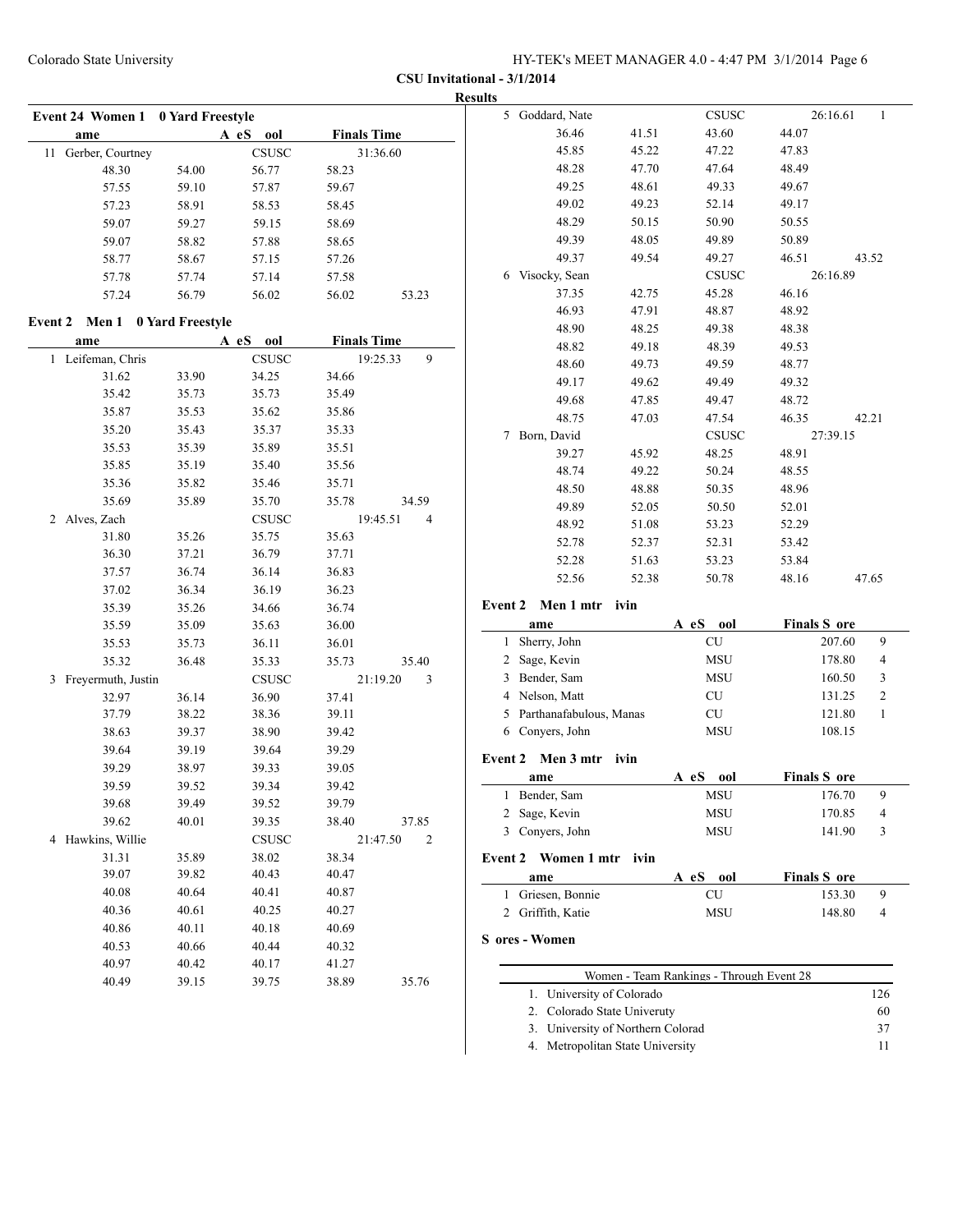**CSU Invitational - 3/1/2014**

**Results**

**Event 24 Women 1 0 Yard Freestyle**

| ame | | A eS ool | Finals Time | |
|---|---|---|---|---|
| 11 Gerber, Courtney | | CSUSC | 31:36.60 | |
| 48.30 | 54.00 | 56.77 | 58.23 | |
| 57.55 | 59.10 | 57.87 | 59.67 | |
| 57.23 | 58.91 | 58.53 | 58.45 | |
| 59.07 | 59.27 | 59.15 | 58.69 | |
| 59.07 | 58.82 | 57.88 | 58.65 | |
| 58.77 | 58.67 | 57.15 | 57.26 | |
| 57.78 | 57.74 | 57.14 | 57.58 | |
| 57.24 | 56.79 | 56.02 | 56.02 | 53.23 |

**Event 2 Men 1 0 Yard Freestyle**

| ame | | A eS ool | Finals Time | |
|---|---|---|---|---|
| 1 Leifeman, Chris | | CSUSC | 19:25.33 | 9 |
| 31.62 | 33.90 | 34.25 | 34.66 | |
| 35.42 | 35.73 | 35.73 | 35.49 | |
| 35.87 | 35.53 | 35.62 | 35.86 | |
| 35.20 | 35.43 | 35.37 | 35.33 | |
| 35.53 | 35.39 | 35.89 | 35.51 | |
| 35.85 | 35.19 | 35.40 | 35.56 | |
| 35.36 | 35.82 | 35.46 | 35.71 | |
| 35.69 | 35.89 | 35.70 | 35.78 | 34.59 |
| 2 Alves, Zach | | CSUSC | 19:45.51 | 4 |
| 31.80 | 35.26 | 35.75 | 35.63 | |
| 36.30 | 37.21 | 36.79 | 37.71 | |
| 37.57 | 36.74 | 36.14 | 36.83 | |
| 37.02 | 36.34 | 36.19 | 36.23 | |
| 35.39 | 35.26 | 34.66 | 36.74 | |
| 35.59 | 35.09 | 35.63 | 36.00 | |
| 35.53 | 35.73 | 36.11 | 36.01 | |
| 35.32 | 36.48 | 35.33 | 35.73 | 35.40 |
| 3 Freyermuth, Justin | | CSUSC | 21:19.20 | 3 |
| 32.97 | 36.14 | 36.90 | 37.41 | |
| 37.79 | 38.22 | 38.36 | 39.11 | |
| 38.63 | 39.37 | 38.90 | 39.42 | |
| 39.64 | 39.19 | 39.64 | 39.29 | |
| 39.29 | 38.97 | 39.33 | 39.05 | |
| 39.59 | 39.52 | 39.34 | 39.42 | |
| 39.68 | 39.49 | 39.52 | 39.79 | |
| 39.62 | 40.01 | 39.35 | 38.40 | 37.85 |
| 4 Hawkins, Willie | | CSUSC | 21:47.50 | 2 |
| 31.31 | 35.89 | 38.02 | 38.34 | |
| 39.07 | 39.82 | 40.43 | 40.47 | |
| 40.08 | 40.64 | 40.41 | 40.87 | |
| 40.36 | 40.61 | 40.25 | 40.27 | |
| 40.86 | 40.11 | 40.18 | 40.69 | |
| 40.53 | 40.66 | 40.44 | 40.32 | |
| 40.97 | 40.42 | 40.17 | 41.27 | |
| 40.49 | 39.15 | 39.75 | 38.89 | 35.76 |
| 5 Goddard, Nate | | CSUSC | 26:16.61 | 1 |
| 36.46 | 41.51 | 43.60 | 44.07 | |
| 45.85 | 45.22 | 47.22 | 47.83 | |
| 48.28 | 47.70 | 47.64 | 48.49 | |
| 49.25 | 48.61 | 49.33 | 49.67 | |
| 49.02 | 49.23 | 52.14 | 49.17 | |
| 48.29 | 50.15 | 50.90 | 50.55 | |
| 49.39 | 48.05 | 49.89 | 50.89 | |
| 49.37 | 49.54 | 49.27 | 46.51 | 43.52 |
| 6 Visocky, Sean | | CSUSC | 26:16.89 | |
| 37.35 | 42.75 | 45.28 | 46.16 | |
| 46.93 | 47.91 | 48.87 | 48.92 | |
| 48.90 | 48.25 | 49.38 | 48.38 | |
| 48.82 | 49.18 | 48.39 | 49.53 | |
| 48.60 | 49.73 | 49.59 | 48.77 | |
| 49.17 | 49.62 | 49.49 | 49.32 | |
| 49.68 | 47.85 | 49.47 | 48.72 | |
| 48.75 | 47.03 | 47.54 | 46.35 | 42.21 |
| 7 Born, David | | CSUSC | 27:39.15 | |
| 39.27 | 45.92 | 48.25 | 48.91 | |
| 48.74 | 49.22 | 50.24 | 48.55 | |
| 48.50 | 48.88 | 50.35 | 48.96 | |
| 49.89 | 52.05 | 50.50 | 52.01 | |
| 48.92 | 51.08 | 53.23 | 52.29 | |
| 52.78 | 52.37 | 52.31 | 53.42 | |
| 52.28 | 51.63 | 53.23 | 53.84 | |
| 52.56 | 52.38 | 50.78 | 48.16 | 47.65 |

**Event 2 Men 1 mtr ivin**

| ame | A eS ool | Finals S ore | |
|---|---|---|---|
| 1 Sherry, John | CU | 207.60 | 9 |
| 2 Sage, Kevin | MSU | 178.80 | 4 |
| 3 Bender, Sam | MSU | 160.50 | 3 |
| 4 Nelson, Matt | CU | 131.25 | 2 |
| 5 Parthanafabulous, Manas | CU | 121.80 | 1 |
| 6 Conyers, John | MSU | 108.15 | |

**Event 2 Men 3 mtr ivin**

| ame | A eS ool | Finals S ore | |
|---|---|---|---|
| 1 Bender, Sam | MSU | 176.70 | 9 |
| 2 Sage, Kevin | MSU | 170.85 | 4 |
| 3 Conyers, John | MSU | 141.90 | 3 |

**Event 2 Women 1 mtr ivin**

| ame | A eS ool | Finals S ore | |
|---|---|---|---|
| 1 Griesen, Bonnie | CU | 153.30 | 9 |
| 2 Griffith, Katie | MSU | 148.80 | 4 |

**S ores - Women**

| Women - Team Rankings - Through Event 28 | |
|---|---|
| 1. University of Colorado | 126 |
| 2. Colorado State Univeruty | 60 |
| 3. University of Northern Colorad | 37 |
| 4. Metropolitan State University | 11 |